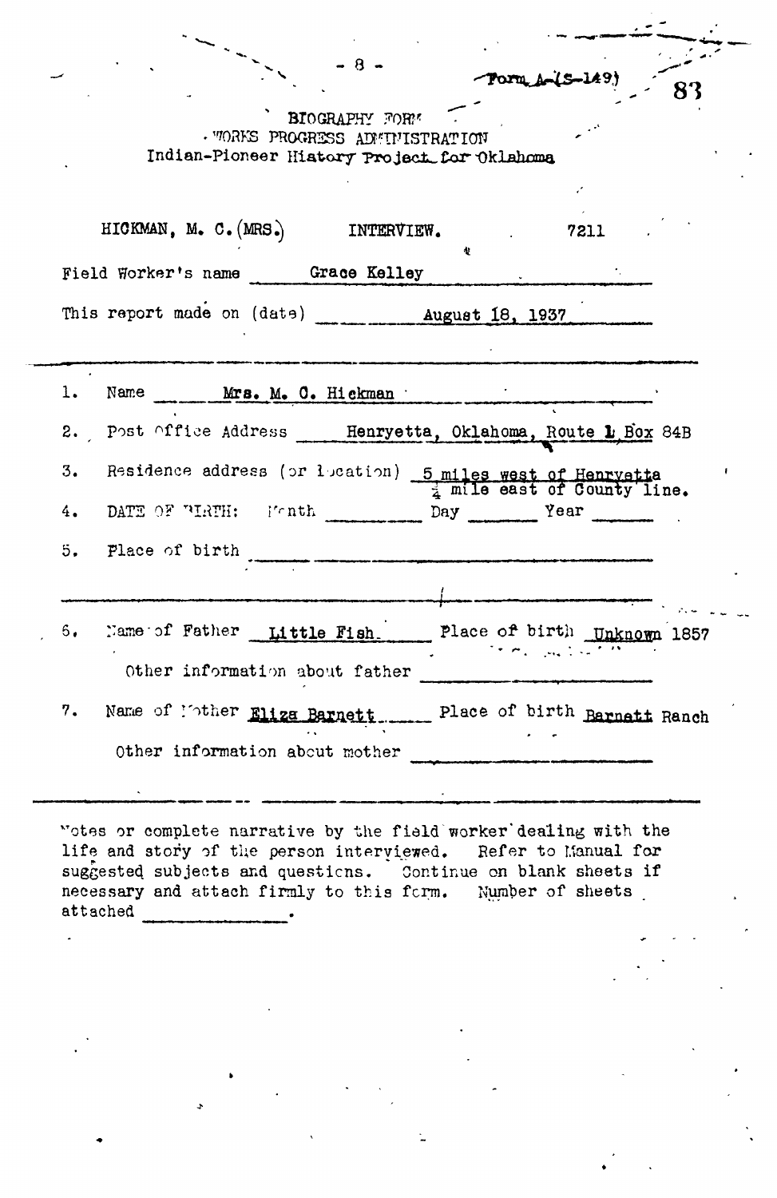Form A-(S-149)

BIOGRAPHY FORM
WORKS PROGRESS ADMINISTRATION
Indian-Pioneer History Project for Oklahoma

HICKMAN, M. C. (MRS.) INTERVIEW. 7211

Field Worker's name Grace Kelley

This report made on (date) August 18, 1937

---

1. Name Mrs. M. C. Hickman
2. Post Office Address Henryetta, Oklahoma, Route 1 Box 84B
3. Residence address (or location) 5 miles west of Henryetta ¼ mile east of County line.
4. DATE OF BIRTH: Month ________ Day ________ Year ________
5. Place of birth ________

---

6. Name of Father Little Fish. Place of birth Unknown 1857

   Other information about father ________

7. Name of Mother Eliza Barnett Place of birth Barnett Ranch

   Other information about mother ________

---

Notes or complete narrative by the field worker dealing with the life and story of the person interviewed. Refer to Manual for suggested subjects and questions. Continue on blank sheets if necessary and attach firmly to this form. Number of sheets attached ________.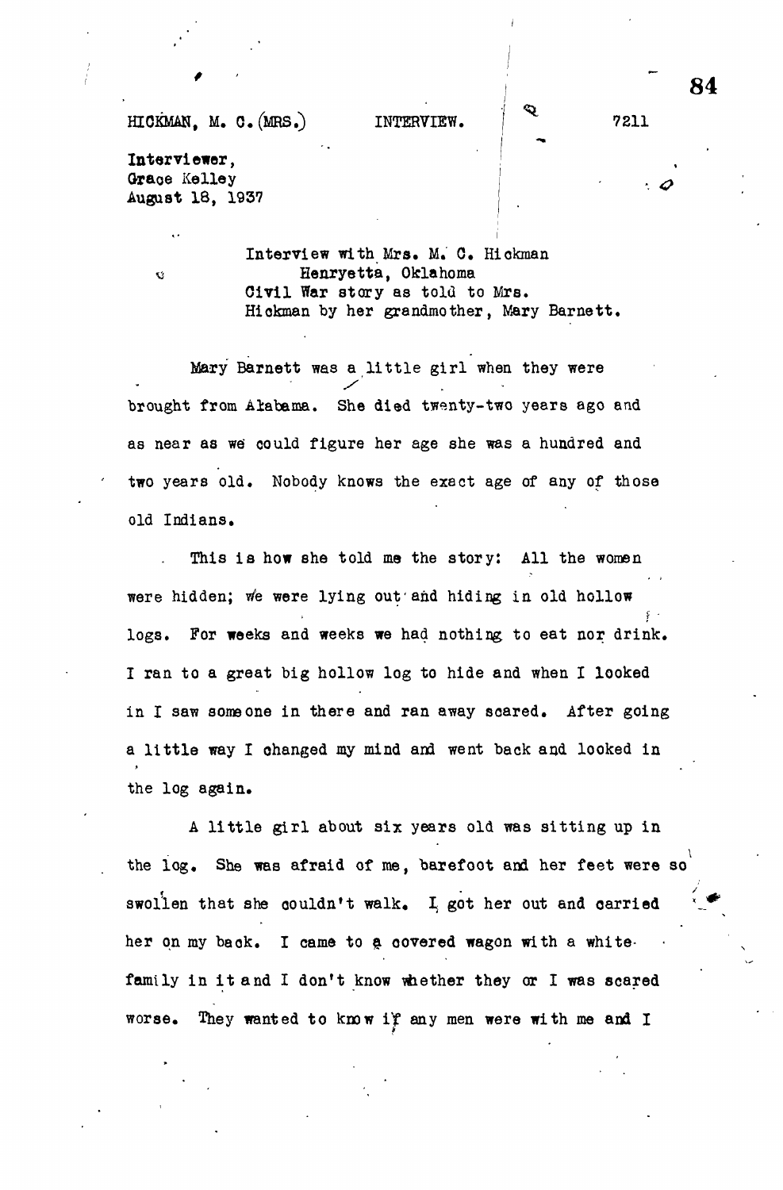HICKMAN, M. C. (MRS.)      INTERVIEW.      7211

Interviewer,
Grace Kelley
August 18, 1937

Interview with Mrs. M. C. Hickman
Henryetta, Oklahoma
Civil War story as told to Mrs.
Hickman by her grandmother, Mary Barnett.

Mary Barnett was a little girl when they were brought from Alabama. She died twenty-two years ago and as near as we could figure her age she was a hundred and two years old. Nobody knows the exact age of any of those old Indians.

This is how she told me the story: All the women were hidden; we were lying out and hiding in old hollow logs. For weeks and weeks we had nothing to eat nor drink. I ran to a great big hollow log to hide and when I looked in I saw someone in there and ran away scared. After going a little way I changed my mind and went back and looked in the log again.

A little girl about six years old was sitting up in the log. She was afraid of me, barefoot and her feet were so swollen that she couldn't walk. I got her out and carried her on my back. I came to a covered wagon with a white family in it and I don't know whether they or I was scared worse. They wanted to know if any men were with me and I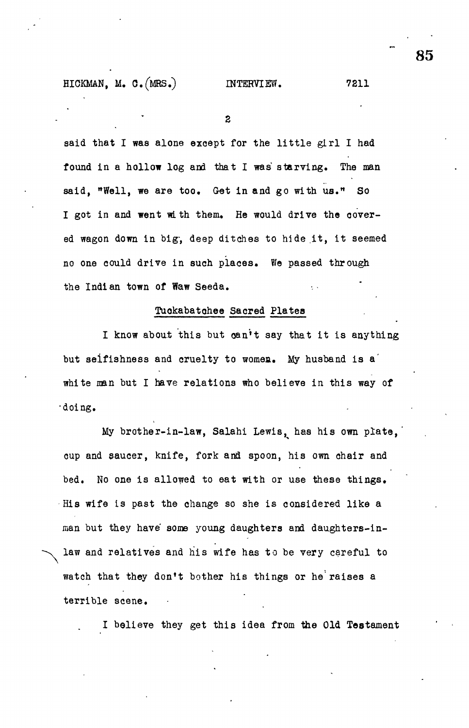said that I was alone except for the little girl I had found in a hollow log and that I was starving. The man said, "Well, we are too. Get in and go with us." So I got in and went with them. He would drive the covered wagon down in big, deep ditches to hide it, it seemed no one could drive in such places. We passed through the Indian town of Waw Seeda.

## Tuckabatchee Sacred Plates

I know about this but can't say that it is anything but selfishness and cruelty to women. My husband is a white man but I have relations who believe in this way of doing.

My brother-in-law, Salahi Lewis, has his own plate, cup and saucer, knife, fork and spoon, his own chair and bed. No one is allowed to eat with or use these things. His wife is past the change so she is considered like a man but they have some young daughters and daughters-in-law and relatives and his wife has to be very careful to watch that they don't bother his things or he raises a terrible scene.

I believe they get this idea from the Old Testament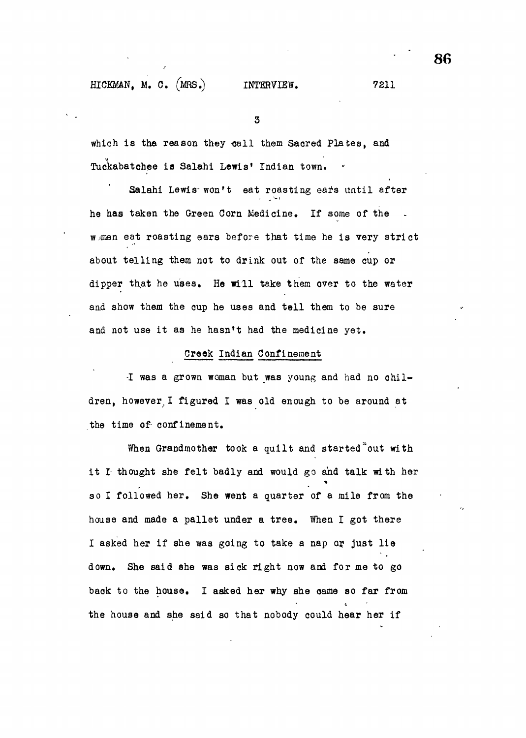which is the reason they call them Sacred Plates, and Tuckabatchee is Salahi Lewis' Indian town.

Salahi Lewis won't eat roasting ears until after he has taken the Green Corn Medicine. If some of the women eat roasting ears before that time he is very strict about telling them not to drink out of the same cup or dipper that he uses. He will take them over to the water and show them the cup he uses and tell them to be sure and not use it as he hasn't had the medicine yet.

## Creek Indian Confinement

I was a grown woman but was young and had no children, however, I figured I was old enough to be around at the time of confinement.

When Grandmother took a quilt and started out with it I thought she felt badly and would go and talk with her so I followed her. She went a quarter of a mile from the house and made a pallet under a tree. When I got there I asked her if she was going to take a nap or just lie down. She said she was sick right now and for me to go back to the house. I asked her why she came so far from the house and she said so that nobody could hear her if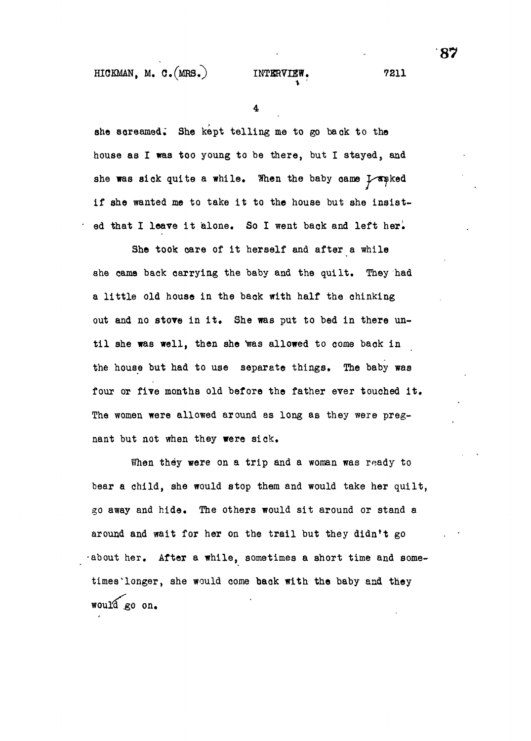she screamed. She kept telling me to go back to the house as I was too young to be there, but I stayed, and she was sick quite a while. When the baby came I asked if she wanted me to take it to the house but she insisted that I leave it alone. So I went back and left her.

She took care of it herself and after a while she came back carrying the baby and the quilt. They had a little old house in the back with half the chinking out and no stove in it. She was put to bed in there until she was well, then she was allowed to come back in the house but had to use separate things. The baby was four or five months old before the father ever touched it. The women were allowed around as long as they were pregnant but not when they were sick.

When they were on a trip and a woman was ready to bear a child, she would stop them and would take her quilt, go away and hide. The others would sit around or stand a around and wait for her on the trail but they didn't go about her. After a while, sometimes a short time and sometimes longer, she would come back with the baby and they would go on.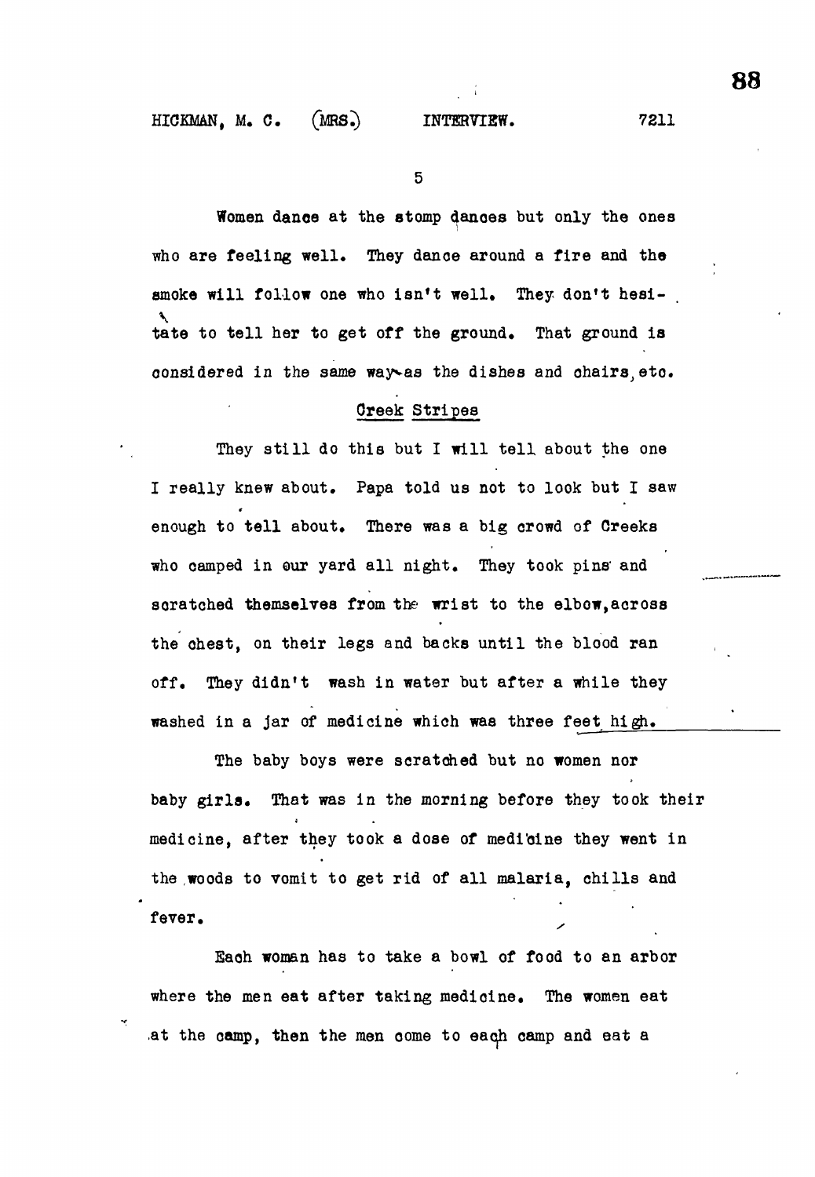Women dance at the stomp dances but only the ones who are feeling well. They dance around a fire and the smoke will follow one who isn't well. They don't hesitate to tell her to get off the ground. That ground is considered in the same way as the dishes and chairs, etc.

## Creek Stripes

They still do this but I will tell about the one I really knew about. Papa told us not to look but I saw enough to tell about. There was a big crowd of Creeks who camped in our yard all night. They took pins and scratched themselves from the wrist to the elbow, across the chest, on their legs and backs until the blood ran off. They didn't wash in water but after a while they washed in a jar of medicine which was three feet high.

The baby boys were scratched but no women nor baby girls. That was in the morning before they took their medicine, after they took a dose of medicine they went in the woods to vomit to get rid of all malaria, chills and fever.

Each woman has to take a bowl of food to an arbor where the men eat after taking medicine. The women eat at the camp, then the men come to each camp and eat a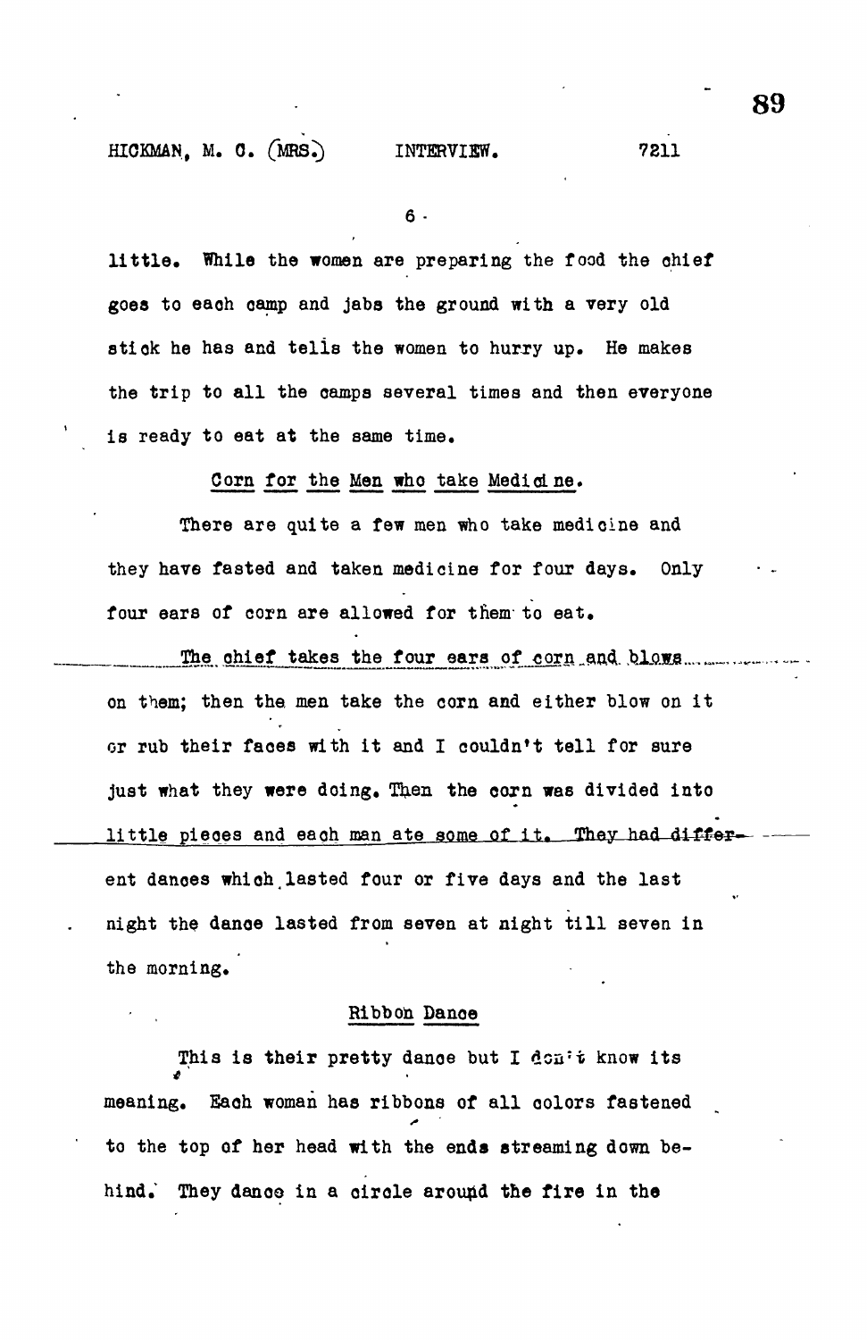little. While the women are preparing the food the chief goes to each camp and jabs the ground with a very old stick he has and tells the women to hurry up. He makes the trip to all the camps several times and then everyone is ready to eat at the same time.

## Corn for the Men who take Medicine.

There are quite a few men who take medicine and they have fasted and taken medicine for four days. Only four ears of corn are allowed for them to eat.

The chief takes the four ears of corn and blows on them; then the men take the corn and either blow on it or rub their faces with it and I couldn't tell for sure just what they were doing. Then the corn was divided into little pieces and each man ate some of it. They had different dances which lasted four or five days and the last night the dance lasted from seven at night till seven in the morning.

## Ribbon Dance

This is their pretty dance but I don't know its meaning. Each woman has ribbons of all colors fastened to the top of her head with the ends streaming down behind. They dance in a circle around the fire in the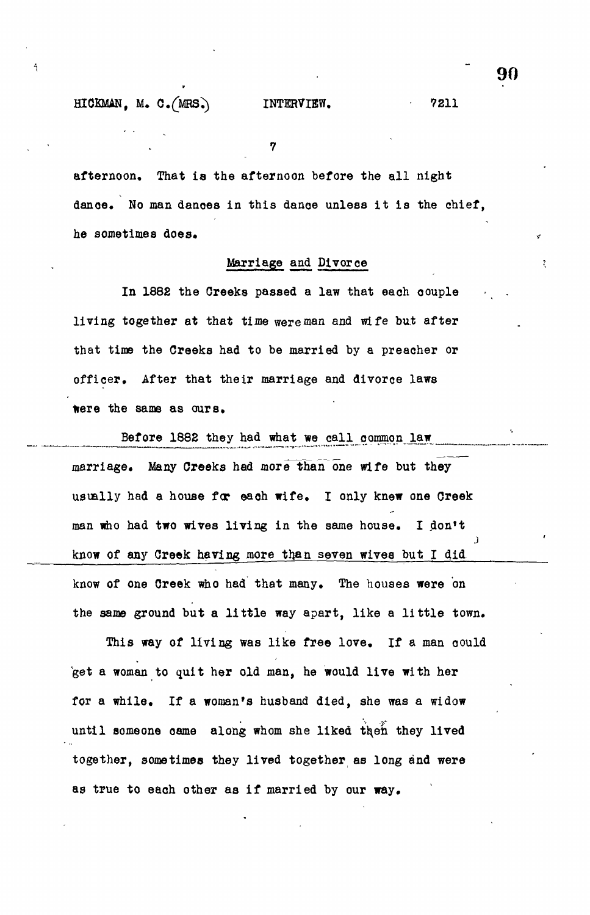afternoon. That is the afternoon before the all night dance. No man dances in this dance unless it is the chief, he sometimes does.

## Marriage and Divorce

In 1882 the Creeks passed a law that each couple living together at that time were man and wife but after that time the Creeks had to be married by a preacher or officer. After that their marriage and divorce laws were the same as ours.

Before 1882 they had what we call common law marriage. Many Creeks had more than one wife but they usually had a house for each wife. I only knew one Creek man who had two wives living in the same house. I don't know of any Creek having more than seven wives but I did know of one Creek who had that many. The houses were on the same ground but a little way apart, like a little town.

This way of living was like free love. If a man could get a woman to quit her old man, he would live with her for a while. If a woman's husband died, she was a widow until someone came along whom she liked then they lived together, sometimes they lived together as long and were as true to each other as if married by our way.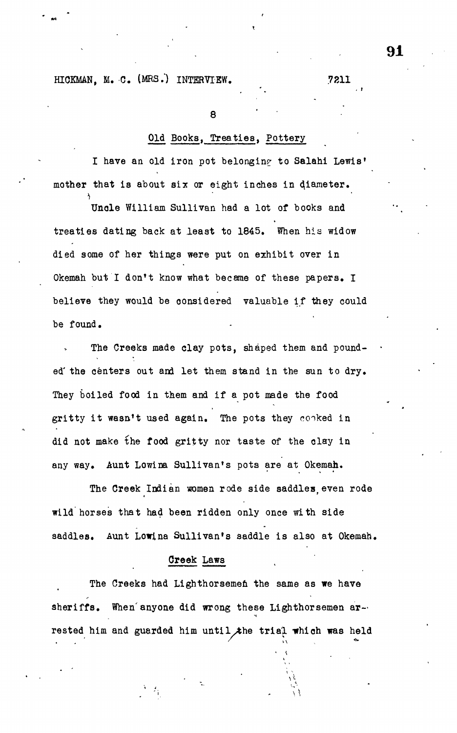### Old Books, Treaties, Pottery

I have an old iron pot belonging to Salahi Lewis' mother that is about six or eight inches in diameter.

Uncle William Sullivan had a lot of books and treaties dating back at least to 1845. When his widow died some of her things were put on exhibit over in Okemah but I don't know what became of these papers. I believe they would be considered valuable if they could be found.

The Creeks made clay pots, shaped them and pounded the centers out and let them stand in the sun to dry. They boiled food in them and if a pot made the food gritty it wasn't used again. The pots they cooked in did not make the food gritty nor taste of the clay in any way. Aunt Lowina Sullivan's pots are at Okemah.

The Creek Indian women rode side saddles, even rode wild horses that had been ridden only once with side saddles. Aunt Lowina Sullivan's saddle is also at Okemah.

### Creek Laws

The Creeks had Lighthorsemen the same as we have sheriffs. When anyone did wrong these Lighthorsemen arrested him and guarded him until the trial which was held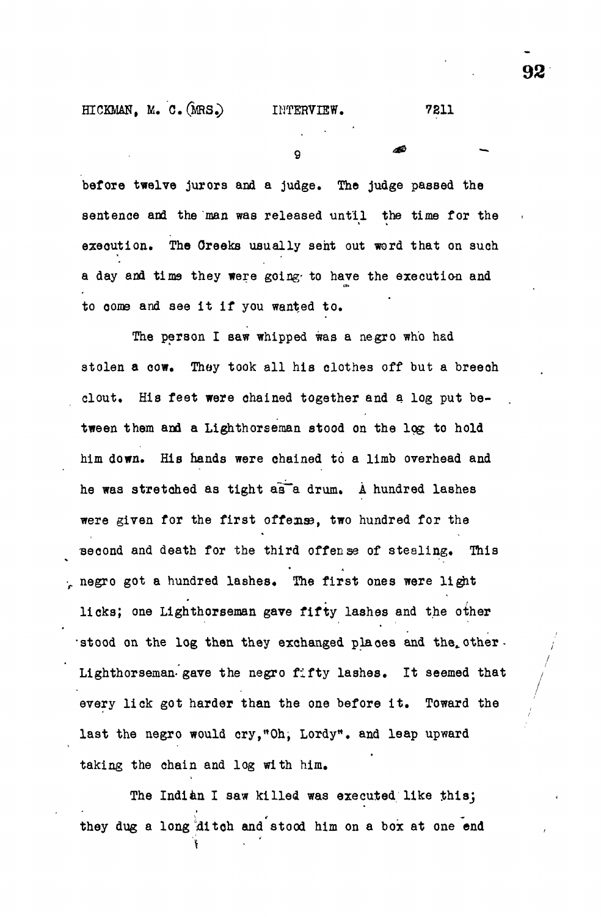before twelve jurors and a judge. The judge passed the sentence and the man was released until the time for the execution. The Creeks usually sent out word that on such a day and time they were going to have the execution and to come and see it if you wanted to.

The person I saw whipped was a negro who had stolen a cow. They took all his clothes off but a breech clout. His feet were chained together and a log put between them and a Lighthorseman stood on the log to hold him down. His hands were chained to a limb overhead and he was stretched as tight as a drum. A hundred lashes were given for the first offense, two hundred for the second and death for the third offense of stealing. This negro got a hundred lashes. The first ones were light licks; one Lighthorseman gave fifty lashes and the other stood on the log then they exchanged places and the other Lighthorseman gave the negro fifty lashes. It seemed that every lick got harder than the one before it. Toward the last the negro would cry,"Oh, Lordy". and leap upward taking the chain and log with him.

The Indian I saw killed was executed like this; they dug a long ditch and stood him on a box at one end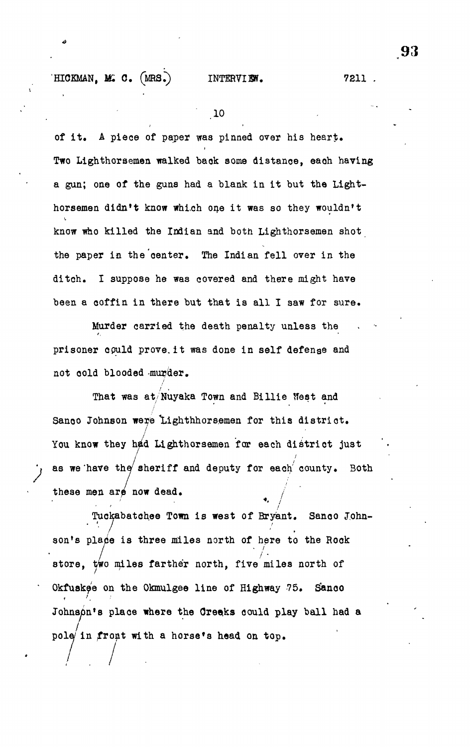of it. A piece of paper was pinned over his heart. Two Lighthorsemen walked back some distance, each having a gun; one of the guns had a blank in it but the Lighthorsemen didn't know which one it was so they wouldn't know who killed the Indian and both Lighthorsemen shot the paper in the center. The Indian fell over in the ditch. I suppose he was covered and there might have been a coffin in there but that is all I saw for sure.

Murder carried the death penalty unless the prisoner could prove it was done in self defense and not cold blooded murder.

That was at Nuyaka Town and Billie West and Sanco Johnson were Lighthhorsemen for this district. You know they had Lighthorsemen for each district just as we have the sheriff and deputy for each county. Both these men are now dead.

Tuckabatchee Town is west of Bryant. Sanco Johnson's place is three miles north of here to the Rock store, two miles farther north, five miles north of Okfuskee on the Okmulgee line of Highway 75. Sanco Johnson's place where the Creeks could play ball had a pole in front with a horse's head on top.